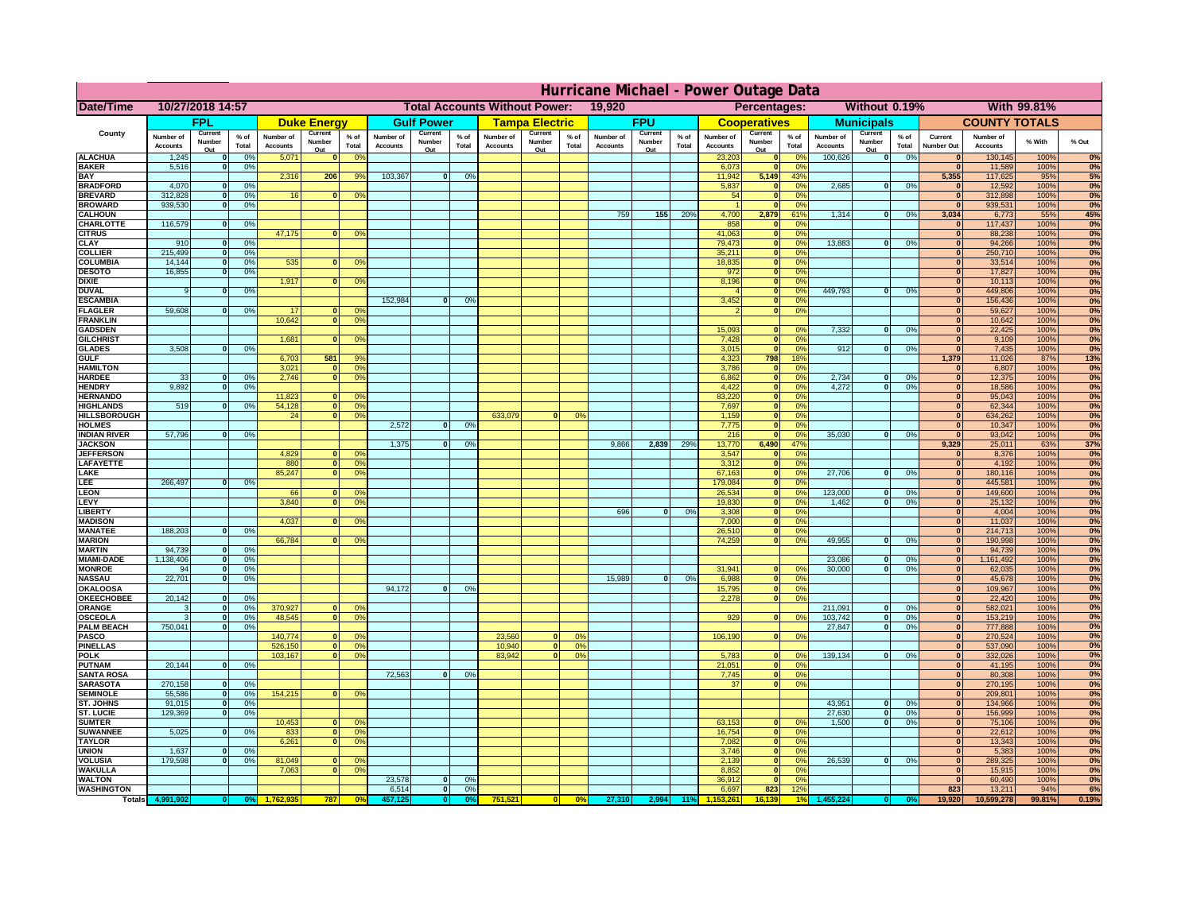# Hurricane Michael - Power Outage Data

| Date/Time | 10/27/2018 14:57 | Total Accounts Without Power: | 19,920 | Percentages: | Without 0.19% | With 99.81% |
|---|---|---|---|---|---|---|

| County | FPL Number of Accounts | FPL Current Number Out | FPL % of Total | Duke Energy Number of Accounts | Duke Energy Current Number Out | Duke Energy % of Total | Gulf Power Number of Accounts | Gulf Power Current Number Out | Gulf Power % of Total | Tampa Electric Number of Accounts | Tampa Electric Current Number Out | Tampa Electric % of Total | FPU Number of Accounts | FPU Current Number Out | FPU % of Total | Cooperatives Number of Accounts | Cooperatives Current Number Out | Cooperatives % of Total | Municipals Number of Accounts | Municipals Current Number Out | Municipals % of Total | Current Number Out | Number of Accounts | % With | % Out |
|---|---|---|---|---|---|---|---|---|---|---|---|---|---|---|---|---|---|---|---|---|---|---|---|---|---|
| ALACHUA | 1,245 | 0 | 0% | 5,071 | 0 | 0% | | | | | | | | | | 23,203 | 0 | 0% | 100,626 | 0 | 0% | 0 | 130,145 | 100% | 0% |
| BAKER | 5,516 | 0 | 0% | | | | | | | | | | | | | 6,073 | 0 | 0% | | | | 0 | 11,589 | 100% | 0% |
| BAY | | | | 2,316 | 206 | 9% | 103,367 | 0 | 0% | | | | | | | 11,942 | 5,149 | 43% | | | | 5,355 | 117,625 | 95% | 5% |
| BRADFORD | 4,070 | 0 | 0% | | | | | | | | | | | | | 5,837 | 0 | 0% | 2,685 | 0 | 0% | 0 | 12,592 | 100% | 0% |
| BREVARD | 312,828 | 0 | 0% | 16 | 0 | 0% | | | | | | | | | | 54 | 0 | 0% | | | | 0 | 312,898 | 100% | 0% |
| BROWARD | 939,530 | 0 | 0% | | | | | | | | | | | | | 1 | 0 | 0% | | | | 0 | 939,531 | 100% | 0% |
| CALHOUN | | | | | | | | | | | | | 759 | 155 | 20% | 4,700 | 2,879 | 61% | 1,314 | 0 | 0% | 3,034 | 6,773 | 55% | 45% |
| CHARLOTTE | 116,579 | 0 | 0% | | | | | | | | | | | | | 858 | 0 | 0% | | | | 0 | 117,437 | 100% | 0% |
| CITRUS | | | | 47,175 | 0 | 0% | | | | | | | | | | 41,063 | 0 | 0% | | | | 0 | 88,238 | 100% | 0% |
| CLAY | 910 | 0 | 0% | | | | | | | | | | | | | 79,473 | 0 | 0% | 13,883 | 0 | 0% | 0 | 94,266 | 100% | 0% |
| COLLIER | 215,499 | 0 | 0% | | | | | | | | | | | | | 35,211 | 0 | 0% | | | | 0 | 250,710 | 100% | 0% |
| COLUMBIA | 14,144 | 0 | 0% | 535 | 0 | 0% | | | | | | | | | | 18,835 | 0 | 0% | | | | 0 | 33,514 | 100% | 0% |
| DESOTO | 16,855 | 0 | 0% | | | | | | | | | | | | | 972 | 0 | 0% | | | | 0 | 17,827 | 100% | 0% |
| DIXIE | | | | 1,917 | 0 | 0% | | | | | | | | | | 8,196 | 0 | 0% | | | | 0 | 10,113 | 100% | 0% |
| DUVAL | 9 | 0 | 0% | | | | | | | | | | | | | 4 | 0 | 0% | 449,793 | 0 | 0% | 0 | 449,806 | 100% | 0% |
| ESCAMBIA | | | | | | | 152,984 | 0 | 0% | | | | | | | 3,452 | 0 | 0% | | | | 0 | 156,436 | 100% | 0% |
| FLAGLER | 59,608 | 0 | 0% | 17 | 0 | 0% | | | | | | | | | | 2 | 0 | 0% | | | | 0 | 59,627 | 100% | 0% |
| FRANKLIN | | | | 10,642 | 0 | 0% | | | | | | | | | | | | | | | | 0 | 10,642 | 100% | 0% |
| GADSDEN | | | | | | | | | | | | | | | | 15,093 | 0 | 0% | 7,332 | 0 | 0% | 0 | 22,425 | 100% | 0% |
| GILCHRIST | | | | 1,681 | 0 | 0% | | | | | | | | | | 7,428 | 0 | 0% | | | | 0 | 9,109 | 100% | 0% |
| GLADES | 3,508 | 0 | 0% | | | | | | | | | | | | | 3,015 | 0 | 0% | 912 | 0 | 0% | 0 | 7,435 | 100% | 0% |
| GULF | | | | 6,703 | 581 | 9% | | | | | | | | | | 4,323 | 798 | 18% | | | | 1,379 | 11,026 | 87% | 13% |
| HAMILTON | | | | 3,021 | 0 | 0% | | | | | | | | | | 3,786 | 0 | 0% | | | | 0 | 6,807 | 100% | 0% |
| HARDEE | 33 | 0 | 0% | 2,746 | 0 | 0% | | | | | | | | | | 6,862 | 0 | 0% | 2,734 | 0 | 0% | 0 | 12,375 | 100% | 0% |
| HENDRY | 9,892 | 0 | 0% | | | | | | | | | | | | | 4,422 | 0 | 0% | 4,272 | 0 | 0% | 0 | 18,586 | 100% | 0% |
| HERNANDO | | | | 11,823 | 0 | 0% | | | | | | | | | | 83,220 | 0 | 0% | | | | 0 | 95,043 | 100% | 0% |
| HIGHLANDS | 519 | 0 | 0% | 54,128 | 0 | 0% | | | | | | | | | | 7,697 | 0 | 0% | | | | 0 | 62,344 | 100% | 0% |
| HILLSBOROUGH | | | | 24 | 0 | 0% | | | | 633,079 | 0 | 0% | | | | 1,159 | 0 | 0% | | | | 0 | 634,262 | 100% | 0% |
| HOLMES | | | | | | | 2,572 | 0 | 0% | | | | | | | 7,775 | 0 | 0% | | | | 0 | 10,347 | 100% | 0% |
| INDIAN RIVER | 57,796 | 0 | 0% | | | | | | | | | | | | | 216 | 0 | 0% | 35,030 | 0 | 0% | 0 | 93,042 | 100% | 0% |
| JACKSON | | | | | | | 1,375 | 0 | 0% | | | | 9,866 | 2,839 | 29% | 13,770 | 6,490 | 47% | | | | 9,329 | 25,011 | 63% | 37% |
| JEFFERSON | | | | 4,829 | 0 | 0% | | | | | | | | | | 3,547 | 0 | 0% | | | | 0 | 8,376 | 100% | 0% |
| LAFAYETTE | | | | 880 | 0 | 0% | | | | | | | | | | 3,312 | 0 | 0% | | | | 0 | 4,192 | 100% | 0% |
| LAKE | | | | 85,247 | 0 | 0% | | | | | | | | | | 67,163 | 0 | 0% | 27,706 | 0 | 0% | 0 | 180,116 | 100% | 0% |
| LEE | 266,497 | 0 | 0% | | | | | | | | | | | | | 179,084 | 0 | 0% | | | | 0 | 445,581 | 100% | 0% |
| LEON | | | | 66 | 0 | 0% | | | | | | | | | | 26,534 | 0 | 0% | 123,000 | 0 | 0% | 0 | 149,600 | 100% | 0% |
| LEVY | | | | 3,840 | 0 | 0% | | | | | | | | | | 19,830 | 0 | 0% | 1,462 | 0 | 0% | 0 | 25,132 | 100% | 0% |
| LIBERTY | | | | | | | | | | | | | 696 | 0 | 0% | 3,308 | 0 | 0% | | | | 0 | 4,004 | 100% | 0% |
| MADISON | | | | 4,037 | 0 | 0% | | | | | | | | | | 7,000 | 0 | 0% | | | | 0 | 11,037 | 100% | 0% |
| MANATEE | 188,203 | 0 | 0% | | | | | | | | | | | | | 26,510 | 0 | 0% | | | | 0 | 214,713 | 100% | 0% |
| MARION | | | | 66,784 | 0 | 0% | | | | | | | | | | 74,259 | 0 | 0% | 49,955 | 0 | 0% | 0 | 190,998 | 100% | 0% |
| MARTIN | 94,739 | 0 | 0% | | | | | | | | | | | | | | | | | | | 0 | 94,739 | 100% | 0% |
| MIAMI-DADE | 1,138,406 | 0 | 0% | | | | | | | | | | | | | | | | 23,086 | 0 | 0% | 0 | 1,161,492 | 100% | 0% |
| MONROE | 94 | 0 | 0% | | | | | | | | | | | | | 31,941 | 0 | 0% | 30,000 | 0 | 0% | 0 | 62,035 | 100% | 0% |
| NASSAU | 22,701 | 0 | 0% | | | | | | | | | | 15,989 | 0 | 0% | 6,988 | 0 | 0% | | | | 0 | 45,678 | 100% | 0% |
| OKALOOSA | | | | | | | 94,172 | 0 | 0% | | | | | | | 15,795 | 0 | 0% | | | | 0 | 109,967 | 100% | 0% |
| OKEECHOBEE | 20,142 | 0 | 0% | | | | | | | | | | | | | 2,278 | 0 | 0% | | | | 0 | 22,420 | 100% | 0% |
| ORANGE | 3 | 0 | 0% | 370,927 | 0 | 0% | | | | | | | | | | | | | 211,091 | 0 | 0% | 0 | 582,021 | 100% | 0% |
| OSCEOLA | 3 | 0 | 0% | 48,545 | 0 | 0% | | | | | | | | | | 929 | 0 | 0% | 103,742 | 0 | 0% | 0 | 153,219 | 100% | 0% |
| PALM BEACH | 750,041 | 0 | 0% | | | | | | | | | | | | | | | | 27,847 | 0 | 0% | 0 | 777,888 | 100% | 0% |
| PASCO | | | | 140,774 | 0 | 0% | | | | 23,560 | 0 | 0% | | | | 106,190 | 0 | 0% | | | | 0 | 270,524 | 100% | 0% |
| PINELLAS | | | | 526,150 | 0 | 0% | | | | 10,940 | 0 | 0% | | | | | | | | | | 0 | 537,090 | 100% | 0% |
| POLK | | | | 103,167 | 0 | 0% | | | | 83,942 | 0 | 0% | | | | 5,783 | 0 | 0% | 139,134 | 0 | 0% | 0 | 332,026 | 100% | 0% |
| PUTNAM | 20,144 | 0 | 0% | | | | | | | | | | | | | 21,051 | 0 | 0% | | | | 0 | 41,195 | 100% | 0% |
| SANTA ROSA | | | | | | | 72,563 | 0 | 0% | | | | | | | 7,745 | 0 | 0% | | | | 0 | 80,308 | 100% | 0% |
| SARASOTA | 270,158 | 0 | 0% | | | | | | | | | | | | | 37 | 0 | 0% | | | | 0 | 270,195 | 100% | 0% |
| SEMINOLE | 55,586 | 0 | 0% | 154,215 | 0 | 0% | | | | | | | | | | | | | | | | 0 | 209,801 | 100% | 0% |
| ST. JOHNS | 91,015 | 0 | 0% | | | | | | | | | | | | | | | | 43,951 | 0 | 0% | 0 | 134,966 | 100% | 0% |
| ST. LUCIE | 129,369 | 0 | 0% | | | | | | | | | | | | | | | | 27,630 | 0 | 0% | 0 | 156,999 | 100% | 0% |
| SUMTER | | | | 10,453 | 0 | 0% | | | | | | | | | | 63,153 | 0 | 0% | 1,500 | 0 | 0% | 0 | 75,106 | 100% | 0% |
| SUWANNEE | 5,025 | 0 | 0% | 833 | 0 | 0% | | | | | | | | | | 16,754 | 0 | 0% | | | | 0 | 22,612 | 100% | 0% |
| TAYLOR | | | | 6,261 | 0 | 0% | | | | | | | | | | 7,082 | 0 | 0% | | | | 0 | 13,343 | 100% | 0% |
| UNION | 1,637 | 0 | 0% | | | | | | | | | | | | | 3,746 | 0 | 0% | | | | 0 | 5,383 | 100% | 0% |
| VOLUSIA | 179,598 | 0 | 0% | 81,049 | 0 | 0% | | | | | | | | | | 2,139 | 0 | 0% | 26,539 | 0 | 0% | 0 | 289,325 | 100% | 0% |
| WAKULLA | | | | 7,063 | 0 | 0% | | | | | | | | | | 8,852 | 0 | 0% | | | | 0 | 15,915 | 100% | 0% |
| WALTON | | | | | | | 23,578 | 0 | 0% | | | | | | | 36,912 | 0 | 0% | | | | 0 | 60,490 | 100% | 0% |
| WASHINGTON | | | | | | | 6,514 | 0 | 0% | | | | | | | 6,697 | 823 | 12% | | | | 823 | 13,211 | 94% | 6% |
| Totals | 4,991,902 | 0 | 0% | 1,762,935 | 787 | 0% | 457,125 | 0 | 0% | 751,521 | 0 | 0% | 27,310 | 2,994 | 11% | 1,153,261 | 16,139 | 1% | 1,455,224 | 0 | 0% | 19,920 | 10,599,278 | 99.81% | 0.19% |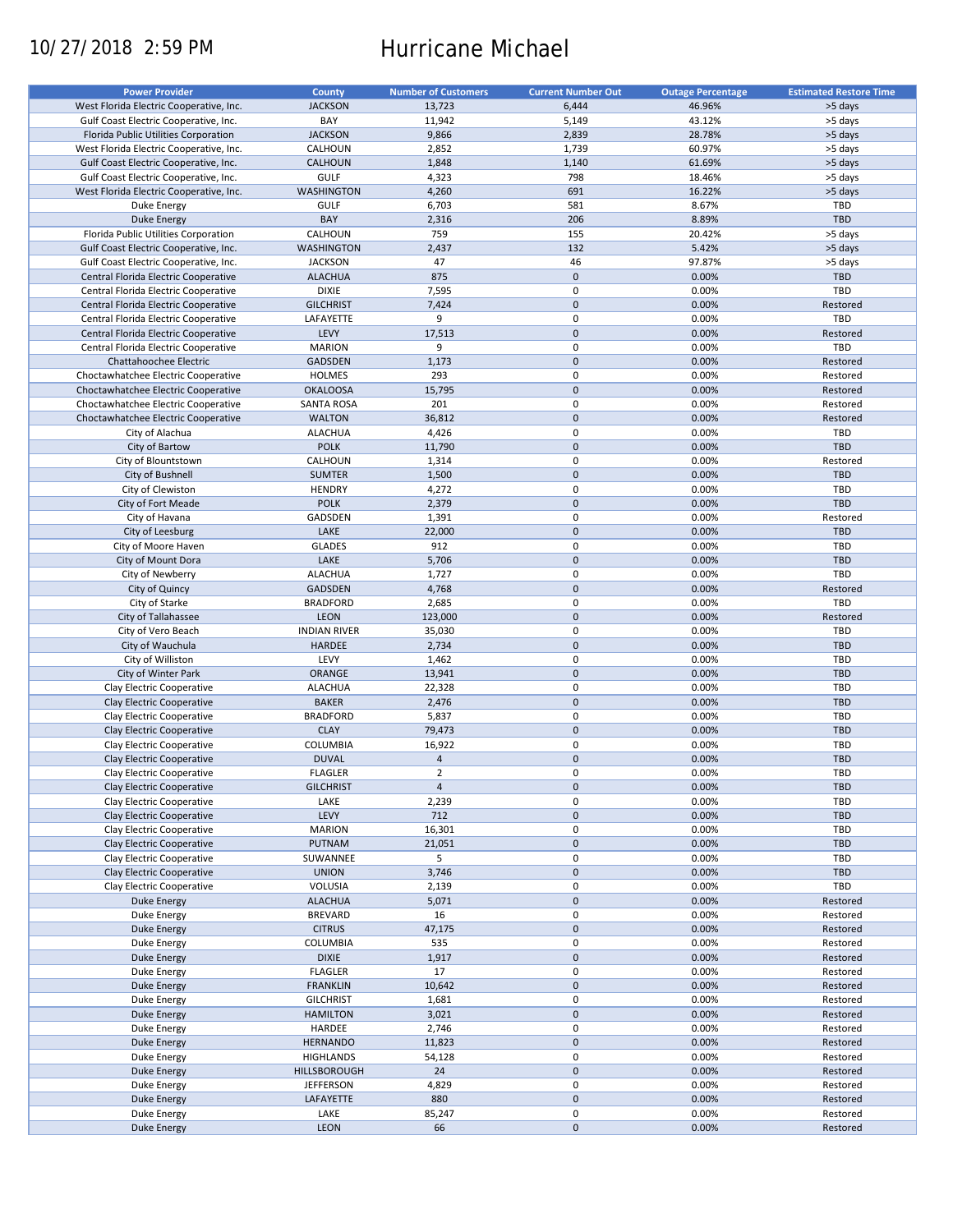10/27/2018 2:59 PM

# Hurricane Michael

| Power Provider | County | Number of Customers | Current Number Out | Outage Percentage | Estimated Restore Time |
|---|---|---|---|---|---|
| West Florida Electric Cooperative, Inc. | JACKSON | 13,723 | 6,444 | 46.96% | >5 days |
| Gulf Coast Electric Cooperative, Inc. | BAY | 11,942 | 5,149 | 43.12% | >5 days |
| Florida Public Utilities Corporation | JACKSON | 9,866 | 2,839 | 28.78% | >5 days |
| West Florida Electric Cooperative, Inc. | CALHOUN | 2,852 | 1,739 | 60.97% | >5 days |
| Gulf Coast Electric Cooperative, Inc. | CALHOUN | 1,848 | 1,140 | 61.69% | >5 days |
| Gulf Coast Electric Cooperative, Inc. | GULF | 4,323 | 798 | 18.46% | >5 days |
| West Florida Electric Cooperative, Inc. | WASHINGTON | 4,260 | 691 | 16.22% | >5 days |
| Duke Energy | GULF | 6,703 | 581 | 8.67% | TBD |
| Duke Energy | BAY | 2,316 | 206 | 8.89% | TBD |
| Florida Public Utilities Corporation | CALHOUN | 759 | 155 | 20.42% | >5 days |
| Gulf Coast Electric Cooperative, Inc. | WASHINGTON | 2,437 | 132 | 5.42% | >5 days |
| Gulf Coast Electric Cooperative, Inc. | JACKSON | 47 | 46 | 97.87% | >5 days |
| Central Florida Electric Cooperative | ALACHUA | 875 | 0 | 0.00% | TBD |
| Central Florida Electric Cooperative | DIXIE | 7,595 | 0 | 0.00% | TBD |
| Central Florida Electric Cooperative | GILCHRIST | 7,424 | 0 | 0.00% | Restored |
| Central Florida Electric Cooperative | LAFAYETTE | 9 | 0 | 0.00% | TBD |
| Central Florida Electric Cooperative | LEVY | 17,513 | 0 | 0.00% | Restored |
| Central Florida Electric Cooperative | MARION | 9 | 0 | 0.00% | TBD |
| Chattahoochee Electric | GADSDEN | 1,173 | 0 | 0.00% | Restored |
| Choctawhatchee Electric Cooperative | HOLMES | 293 | 0 | 0.00% | Restored |
| Choctawhatchee Electric Cooperative | OKALOOSA | 15,795 | 0 | 0.00% | Restored |
| Choctawhatchee Electric Cooperative | SANTA ROSA | 201 | 0 | 0.00% | Restored |
| Choctawhatchee Electric Cooperative | WALTON | 36,812 | 0 | 0.00% | Restored |
| City of Alachua | ALACHUA | 4,426 | 0 | 0.00% | TBD |
| City of Bartow | POLK | 11,790 | 0 | 0.00% | TBD |
| City of Blountstown | CALHOUN | 1,314 | 0 | 0.00% | Restored |
| City of Bushnell | SUMTER | 1,500 | 0 | 0.00% | TBD |
| City of Clewiston | HENDRY | 4,272 | 0 | 0.00% | TBD |
| City of Fort Meade | POLK | 2,379 | 0 | 0.00% | TBD |
| City of Havana | GADSDEN | 1,391 | 0 | 0.00% | Restored |
| City of Leesburg | LAKE | 22,000 | 0 | 0.00% | TBD |
| City of Moore Haven | GLADES | 912 | 0 | 0.00% | TBD |
| City of Mount Dora | LAKE | 5,706 | 0 | 0.00% | TBD |
| City of Newberry | ALACHUA | 1,727 | 0 | 0.00% | TBD |
| City of Quincy | GADSDEN | 4,768 | 0 | 0.00% | Restored |
| City of Starke | BRADFORD | 2,685 | 0 | 0.00% | TBD |
| City of Tallahassee | LEON | 123,000 | 0 | 0.00% | Restored |
| City of Vero Beach | INDIAN RIVER | 35,030 | 0 | 0.00% | TBD |
| City of Wauchula | HARDEE | 2,734 | 0 | 0.00% | TBD |
| City of Williston | LEVY | 1,462 | 0 | 0.00% | TBD |
| City of Winter Park | ORANGE | 13,941 | 0 | 0.00% | TBD |
| Clay Electric Cooperative | ALACHUA | 22,328 | 0 | 0.00% | TBD |
| Clay Electric Cooperative | BAKER | 2,476 | 0 | 0.00% | TBD |
| Clay Electric Cooperative | BRADFORD | 5,837 | 0 | 0.00% | TBD |
| Clay Electric Cooperative | CLAY | 79,473 | 0 | 0.00% | TBD |
| Clay Electric Cooperative | COLUMBIA | 16,922 | 0 | 0.00% | TBD |
| Clay Electric Cooperative | DUVAL | 4 | 0 | 0.00% | TBD |
| Clay Electric Cooperative | FLAGLER | 2 | 0 | 0.00% | TBD |
| Clay Electric Cooperative | GILCHRIST | 4 | 0 | 0.00% | TBD |
| Clay Electric Cooperative | LAKE | 2,239 | 0 | 0.00% | TBD |
| Clay Electric Cooperative | LEVY | 712 | 0 | 0.00% | TBD |
| Clay Electric Cooperative | MARION | 16,301 | 0 | 0.00% | TBD |
| Clay Electric Cooperative | PUTNAM | 21,051 | 0 | 0.00% | TBD |
| Clay Electric Cooperative | SUWANNEE | 5 | 0 | 0.00% | TBD |
| Clay Electric Cooperative | UNION | 3,746 | 0 | 0.00% | TBD |
| Clay Electric Cooperative | VOLUSIA | 2,139 | 0 | 0.00% | TBD |
| Duke Energy | ALACHUA | 5,071 | 0 | 0.00% | Restored |
| Duke Energy | BREVARD | 16 | 0 | 0.00% | Restored |
| Duke Energy | CITRUS | 47,175 | 0 | 0.00% | Restored |
| Duke Energy | COLUMBIA | 535 | 0 | 0.00% | Restored |
| Duke Energy | DIXIE | 1,917 | 0 | 0.00% | Restored |
| Duke Energy | FLAGLER | 17 | 0 | 0.00% | Restored |
| Duke Energy | FRANKLIN | 10,642 | 0 | 0.00% | Restored |
| Duke Energy | GILCHRIST | 1,681 | 0 | 0.00% | Restored |
| Duke Energy | HAMILTON | 3,021 | 0 | 0.00% | Restored |
| Duke Energy | HARDEE | 2,746 | 0 | 0.00% | Restored |
| Duke Energy | HERNANDO | 11,823 | 0 | 0.00% | Restored |
| Duke Energy | HIGHLANDS | 54,128 | 0 | 0.00% | Restored |
| Duke Energy | HILLSBOROUGH | 24 | 0 | 0.00% | Restored |
| Duke Energy | JEFFERSON | 4,829 | 0 | 0.00% | Restored |
| Duke Energy | LAFAYETTE | 880 | 0 | 0.00% | Restored |
| Duke Energy | LAKE | 85,247 | 0 | 0.00% | Restored |
| Duke Energy | LEON | 66 | 0 | 0.00% | Restored |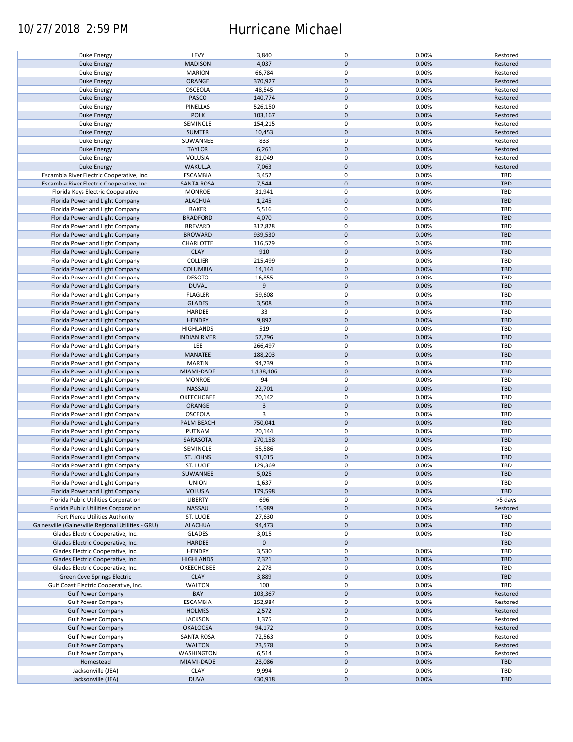| | | | | | |
|---|---|---|---|---|---|
| Duke Energy | LEVY | 3,840 | 0 | 0.00% | Restored |
| Duke Energy | MADISON | 4,037 | 0 | 0.00% | Restored |
| Duke Energy | MARION | 66,784 | 0 | 0.00% | Restored |
| Duke Energy | ORANGE | 370,927 | 0 | 0.00% | Restored |
| Duke Energy | OSCEOLA | 48,545 | 0 | 0.00% | Restored |
| Duke Energy | PASCO | 140,774 | 0 | 0.00% | Restored |
| Duke Energy | PINELLAS | 526,150 | 0 | 0.00% | Restored |
| Duke Energy | POLK | 103,167 | 0 | 0.00% | Restored |
| Duke Energy | SEMINOLE | 154,215 | 0 | 0.00% | Restored |
| Duke Energy | SUMTER | 10,453 | 0 | 0.00% | Restored |
| Duke Energy | SUWANNEE | 833 | 0 | 0.00% | Restored |
| Duke Energy | TAYLOR | 6,261 | 0 | 0.00% | Restored |
| Duke Energy | VOLUSIA | 81,049 | 0 | 0.00% | Restored |
| Duke Energy | WAKULLA | 7,063 | 0 | 0.00% | Restored |
| Escambia River Electric Cooperative, Inc. | ESCAMBIA | 3,452 | 0 | 0.00% | TBD |
| Escambia River Electric Cooperative, Inc. | SANTA ROSA | 7,544 | 0 | 0.00% | TBD |
| Florida Keys Electric Cooperative | MONROE | 31,941 | 0 | 0.00% | TBD |
| Florida Power and Light Company | ALACHUA | 1,245 | 0 | 0.00% | TBD |
| Florida Power and Light Company | BAKER | 5,516 | 0 | 0.00% | TBD |
| Florida Power and Light Company | BRADFORD | 4,070 | 0 | 0.00% | TBD |
| Florida Power and Light Company | BREVARD | 312,828 | 0 | 0.00% | TBD |
| Florida Power and Light Company | BROWARD | 939,530 | 0 | 0.00% | TBD |
| Florida Power and Light Company | CHARLOTTE | 116,579 | 0 | 0.00% | TBD |
| Florida Power and Light Company | CLAY | 910 | 0 | 0.00% | TBD |
| Florida Power and Light Company | COLLIER | 215,499 | 0 | 0.00% | TBD |
| Florida Power and Light Company | COLUMBIA | 14,144 | 0 | 0.00% | TBD |
| Florida Power and Light Company | DESOTO | 16,855 | 0 | 0.00% | TBD |
| Florida Power and Light Company | DUVAL | 9 | 0 | 0.00% | TBD |
| Florida Power and Light Company | FLAGLER | 59,608 | 0 | 0.00% | TBD |
| Florida Power and Light Company | GLADES | 3,508 | 0 | 0.00% | TBD |
| Florida Power and Light Company | HARDEE | 33 | 0 | 0.00% | TBD |
| Florida Power and Light Company | HENDRY | 9,892 | 0 | 0.00% | TBD |
| Florida Power and Light Company | HIGHLANDS | 519 | 0 | 0.00% | TBD |
| Florida Power and Light Company | INDIAN RIVER | 57,796 | 0 | 0.00% | TBD |
| Florida Power and Light Company | LEE | 266,497 | 0 | 0.00% | TBD |
| Florida Power and Light Company | MANATEE | 188,203 | 0 | 0.00% | TBD |
| Florida Power and Light Company | MARTIN | 94,739 | 0 | 0.00% | TBD |
| Florida Power and Light Company | MIAMI-DADE | 1,138,406 | 0 | 0.00% | TBD |
| Florida Power and Light Company | MONROE | 94 | 0 | 0.00% | TBD |
| Florida Power and Light Company | NASSAU | 22,701 | 0 | 0.00% | TBD |
| Florida Power and Light Company | OKEECHOBEE | 20,142 | 0 | 0.00% | TBD |
| Florida Power and Light Company | ORANGE | 3 | 0 | 0.00% | TBD |
| Florida Power and Light Company | OSCEOLA | 3 | 0 | 0.00% | TBD |
| Florida Power and Light Company | PALM BEACH | 750,041 | 0 | 0.00% | TBD |
| Florida Power and Light Company | PUTNAM | 20,144 | 0 | 0.00% | TBD |
| Florida Power and Light Company | SARASOTA | 270,158 | 0 | 0.00% | TBD |
| Florida Power and Light Company | SEMINOLE | 55,586 | 0 | 0.00% | TBD |
| Florida Power and Light Company | ST. JOHNS | 91,015 | 0 | 0.00% | TBD |
| Florida Power and Light Company | ST. LUCIE | 129,369 | 0 | 0.00% | TBD |
| Florida Power and Light Company | SUWANNEE | 5,025 | 0 | 0.00% | TBD |
| Florida Power and Light Company | UNION | 1,637 | 0 | 0.00% | TBD |
| Florida Power and Light Company | VOLUSIA | 179,598 | 0 | 0.00% | TBD |
| Florida Public Utilities Corporation | LIBERTY | 696 | 0 | 0.00% | >5 days |
| Florida Public Utilities Corporation | NASSAU | 15,989 | 0 | 0.00% | Restored |
| Fort Pierce Utilities Authority | ST. LUCIE | 27,630 | 0 | 0.00% | TBD |
| Gainesville (Gainesville Regional Utilities - GRU) | ALACHUA | 94,473 | 0 | 0.00% | TBD |
| Glades Electric Cooperative, Inc. | GLADES | 3,015 | 0 | 0.00% | TBD |
| Glades Electric Cooperative, Inc. | HARDEE | 0 | 0 | | TBD |
| Glades Electric Cooperative, Inc. | HENDRY | 3,530 | 0 | 0.00% | TBD |
| Glades Electric Cooperative, Inc. | HIGHLANDS | 7,321 | 0 | 0.00% | TBD |
| Glades Electric Cooperative, Inc. | OKEECHOBEE | 2,278 | 0 | 0.00% | TBD |
| Green Cove Springs Electric | CLAY | 3,889 | 0 | 0.00% | TBD |
| Gulf Coast Electric Cooperative, Inc. | WALTON | 100 | 0 | 0.00% | TBD |
| Gulf Power Company | BAY | 103,367 | 0 | 0.00% | Restored |
| Gulf Power Company | ESCAMBIA | 152,984 | 0 | 0.00% | Restored |
| Gulf Power Company | HOLMES | 2,572 | 0 | 0.00% | Restored |
| Gulf Power Company | JACKSON | 1,375 | 0 | 0.00% | Restored |
| Gulf Power Company | OKALOOSA | 94,172 | 0 | 0.00% | Restored |
| Gulf Power Company | SANTA ROSA | 72,563 | 0 | 0.00% | Restored |
| Gulf Power Company | WALTON | 23,578 | 0 | 0.00% | Restored |
| Gulf Power Company | WASHINGTON | 6,514 | 0 | 0.00% | Restored |
| Homestead | MIAMI-DADE | 23,086 | 0 | 0.00% | TBD |
| Jacksonville (JEA) | CLAY | 9,994 | 0 | 0.00% | TBD |
| Jacksonville (JEA) | DUVAL | 430,918 | 0 | 0.00% | TBD |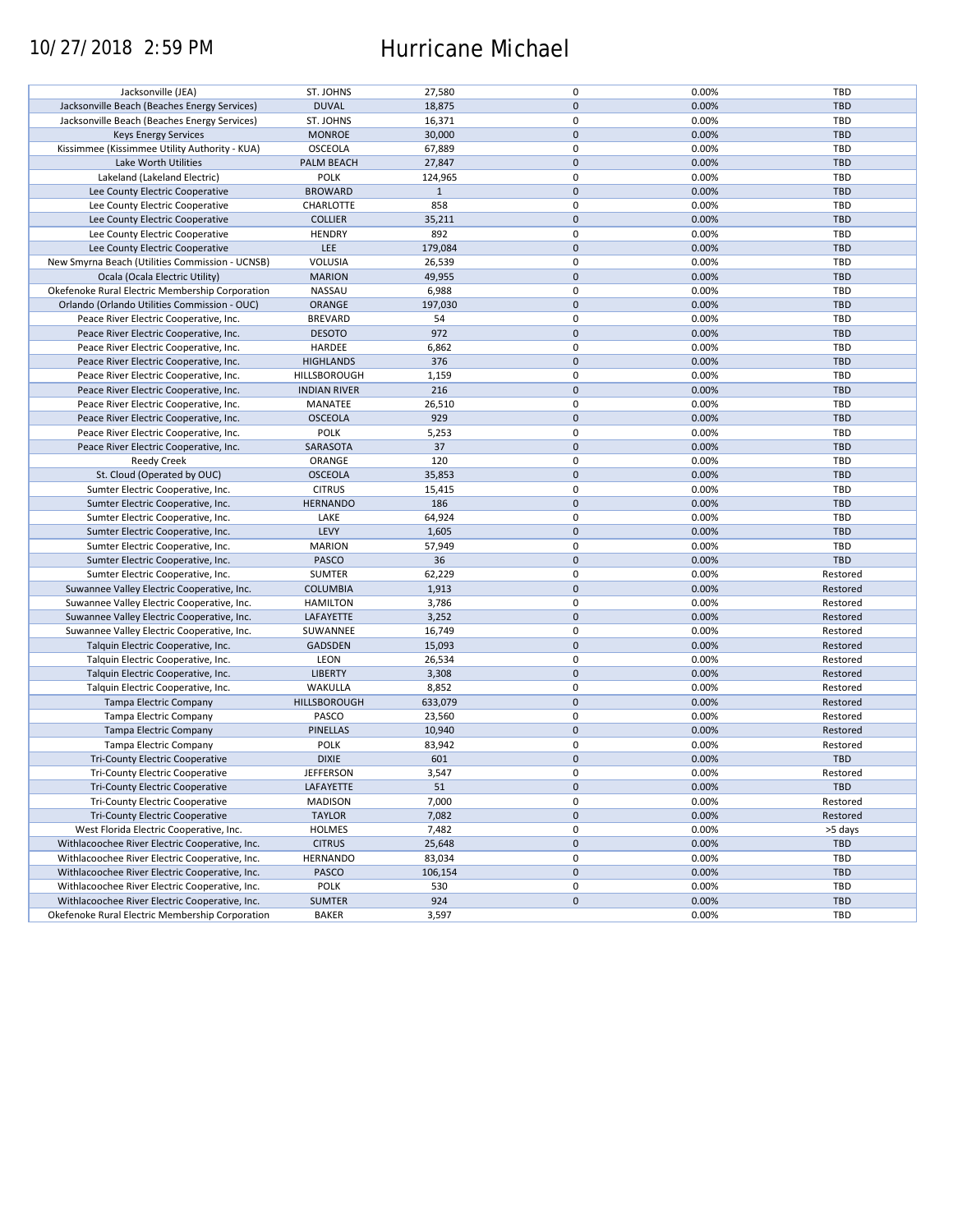10/27/2018 2:59 PM Hurricane Michael

| | | | | | |
|---|---|---|---|---|---|
| Jacksonville (JEA) | ST. JOHNS | 27,580 | 0 | 0.00% | TBD |
| Jacksonville Beach (Beaches Energy Services) | DUVAL | 18,875 | 0 | 0.00% | TBD |
| Jacksonville Beach (Beaches Energy Services) | ST. JOHNS | 16,371 | 0 | 0.00% | TBD |
| Keys Energy Services | MONROE | 30,000 | 0 | 0.00% | TBD |
| Kissimmee (Kissimmee Utility Authority - KUA) | OSCEOLA | 67,889 | 0 | 0.00% | TBD |
| Lake Worth Utilities | PALM BEACH | 27,847 | 0 | 0.00% | TBD |
| Lakeland (Lakeland Electric) | POLK | 124,965 | 0 | 0.00% | TBD |
| Lee County Electric Cooperative | BROWARD | 1 | 0 | 0.00% | TBD |
| Lee County Electric Cooperative | CHARLOTTE | 858 | 0 | 0.00% | TBD |
| Lee County Electric Cooperative | COLLIER | 35,211 | 0 | 0.00% | TBD |
| Lee County Electric Cooperative | HENDRY | 892 | 0 | 0.00% | TBD |
| Lee County Electric Cooperative | LEE | 179,084 | 0 | 0.00% | TBD |
| New Smyrna Beach (Utilities Commission - UCNSB) | VOLUSIA | 26,539 | 0 | 0.00% | TBD |
| Ocala (Ocala Electric Utility) | MARION | 49,955 | 0 | 0.00% | TBD |
| Okefenoke Rural Electric Membership Corporation | NASSAU | 6,988 | 0 | 0.00% | TBD |
| Orlando (Orlando Utilities Commission - OUC) | ORANGE | 197,030 | 0 | 0.00% | TBD |
| Peace River Electric Cooperative, Inc. | BREVARD | 54 | 0 | 0.00% | TBD |
| Peace River Electric Cooperative, Inc. | DESOTO | 972 | 0 | 0.00% | TBD |
| Peace River Electric Cooperative, Inc. | HARDEE | 6,862 | 0 | 0.00% | TBD |
| Peace River Electric Cooperative, Inc. | HIGHLANDS | 376 | 0 | 0.00% | TBD |
| Peace River Electric Cooperative, Inc. | HILLSBOROUGH | 1,159 | 0 | 0.00% | TBD |
| Peace River Electric Cooperative, Inc. | INDIAN RIVER | 216 | 0 | 0.00% | TBD |
| Peace River Electric Cooperative, Inc. | MANATEE | 26,510 | 0 | 0.00% | TBD |
| Peace River Electric Cooperative, Inc. | OSCEOLA | 929 | 0 | 0.00% | TBD |
| Peace River Electric Cooperative, Inc. | POLK | 5,253 | 0 | 0.00% | TBD |
| Peace River Electric Cooperative, Inc. | SARASOTA | 37 | 0 | 0.00% | TBD |
| Reedy Creek | ORANGE | 120 | 0 | 0.00% | TBD |
| St. Cloud (Operated by OUC) | OSCEOLA | 35,853 | 0 | 0.00% | TBD |
| Sumter Electric Cooperative, Inc. | CITRUS | 15,415 | 0 | 0.00% | TBD |
| Sumter Electric Cooperative, Inc. | HERNANDO | 186 | 0 | 0.00% | TBD |
| Sumter Electric Cooperative, Inc. | LAKE | 64,924 | 0 | 0.00% | TBD |
| Sumter Electric Cooperative, Inc. | LEVY | 1,605 | 0 | 0.00% | TBD |
| Sumter Electric Cooperative, Inc. | MARION | 57,949 | 0 | 0.00% | TBD |
| Sumter Electric Cooperative, Inc. | PASCO | 36 | 0 | 0.00% | TBD |
| Sumter Electric Cooperative, Inc. | SUMTER | 62,229 | 0 | 0.00% | Restored |
| Suwannee Valley Electric Cooperative, Inc. | COLUMBIA | 1,913 | 0 | 0.00% | Restored |
| Suwannee Valley Electric Cooperative, Inc. | HAMILTON | 3,786 | 0 | 0.00% | Restored |
| Suwannee Valley Electric Cooperative, Inc. | LAFAYETTE | 3,252 | 0 | 0.00% | Restored |
| Suwannee Valley Electric Cooperative, Inc. | SUWANNEE | 16,749 | 0 | 0.00% | Restored |
| Talquin Electric Cooperative, Inc. | GADSDEN | 15,093 | 0 | 0.00% | Restored |
| Talquin Electric Cooperative, Inc. | LEON | 26,534 | 0 | 0.00% | Restored |
| Talquin Electric Cooperative, Inc. | LIBERTY | 3,308 | 0 | 0.00% | Restored |
| Talquin Electric Cooperative, Inc. | WAKULLA | 8,852 | 0 | 0.00% | Restored |
| Tampa Electric Company | HILLSBOROUGH | 633,079 | 0 | 0.00% | Restored |
| Tampa Electric Company | PASCO | 23,560 | 0 | 0.00% | Restored |
| Tampa Electric Company | PINELLAS | 10,940 | 0 | 0.00% | Restored |
| Tampa Electric Company | POLK | 83,942 | 0 | 0.00% | Restored |
| Tri-County Electric Cooperative | DIXIE | 601 | 0 | 0.00% | TBD |
| Tri-County Electric Cooperative | JEFFERSON | 3,547 | 0 | 0.00% | Restored |
| Tri-County Electric Cooperative | LAFAYETTE | 51 | 0 | 0.00% | TBD |
| Tri-County Electric Cooperative | MADISON | 7,000 | 0 | 0.00% | Restored |
| Tri-County Electric Cooperative | TAYLOR | 7,082 | 0 | 0.00% | Restored |
| West Florida Electric Cooperative, Inc. | HOLMES | 7,482 | 0 | 0.00% | >5 days |
| Withlacoochee River Electric Cooperative, Inc. | CITRUS | 25,648 | 0 | 0.00% | TBD |
| Withlacoochee River Electric Cooperative, Inc. | HERNANDO | 83,034 | 0 | 0.00% | TBD |
| Withlacoochee River Electric Cooperative, Inc. | PASCO | 106,154 | 0 | 0.00% | TBD |
| Withlacoochee River Electric Cooperative, Inc. | POLK | 530 | 0 | 0.00% | TBD |
| Withlacoochee River Electric Cooperative, Inc. | SUMTER | 924 | 0 | 0.00% | TBD |
| Okefenoke Rural Electric Membership Corporation | BAKER | 3,597 | | 0.00% | TBD |